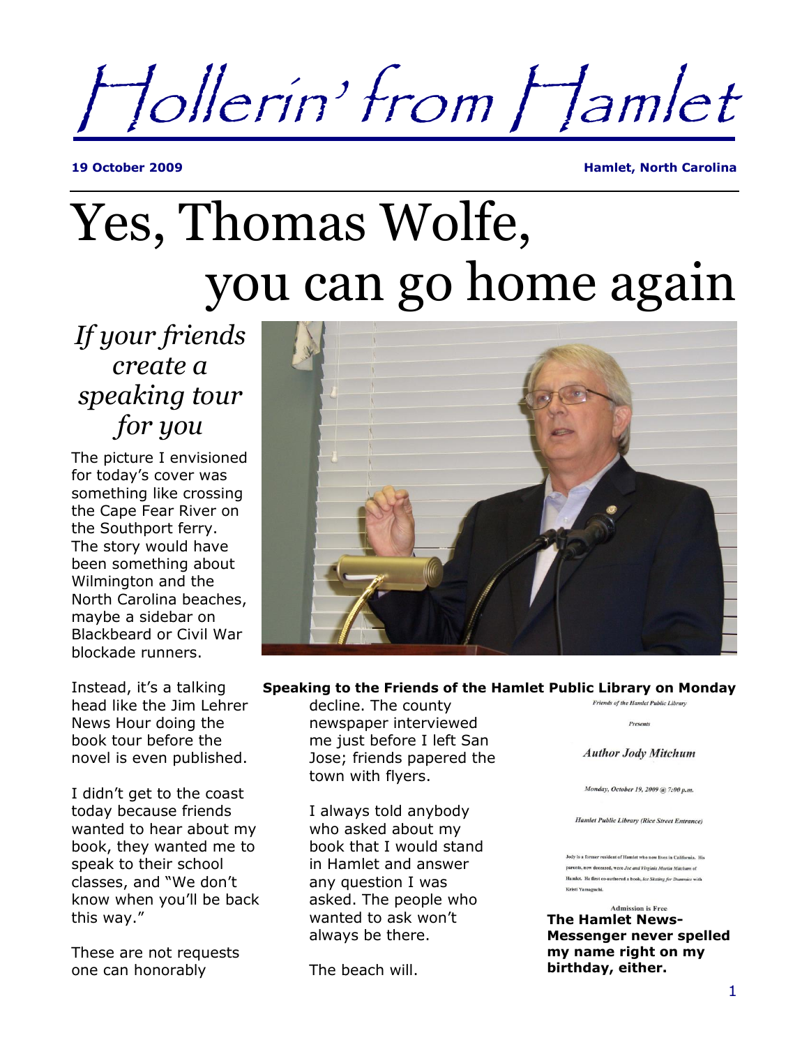# Hollerin' from Hamlet

**19 October 2009** **Hamlet, North Carolina**

# Yes, Thomas Wolfe, you can go home again

## *If your friends create a speaking tour for you*

The picture I envisioned for today's cover was something like crossing the Cape Fear River on the Southport ferry. The story would have been something about Wilmington and the North Carolina beaches, maybe a sidebar on Blackbeard or Civil War blockade runners.

Instead, it's a talking head like the Jim Lehrer News Hour doing the book tour before the novel is even published.

I didn't get to the coast today because friends wanted to hear about my book, they wanted me to speak to their school classes, and "We don't know when you'll be back this way."

These are not requests one can honorably decline. The county newspaper interviewed me just before I left San Jose; friends papered the town with flyers.

I always told anybody who asked about my book that I would stand in Hamlet and answer any question I was asked. The people who wanted to ask won't always be there.

The beach will.

**Speaking to the Friends of the Hamlet Public Library on Monday**

*Friends of the Hamlet Public Library*

*Presents*

*Author Jody Mitchum*

*Monday, October 19, 2009 @ 7:00 p.m.*

*Hamlet Public Library (Rice Street Entrance)*

Jody is a former resident of Hamlet who now lives in California. His parents, now deceased, were *Joe and Virginia Martin Mitchum* of Hamlet. He first co-authored a book, *Ice Skating for Dummies* with Kristi Yamaguchi.

Admission is Free

**The Hamlet News-Messenger never spelled my name right on my birthday, either.**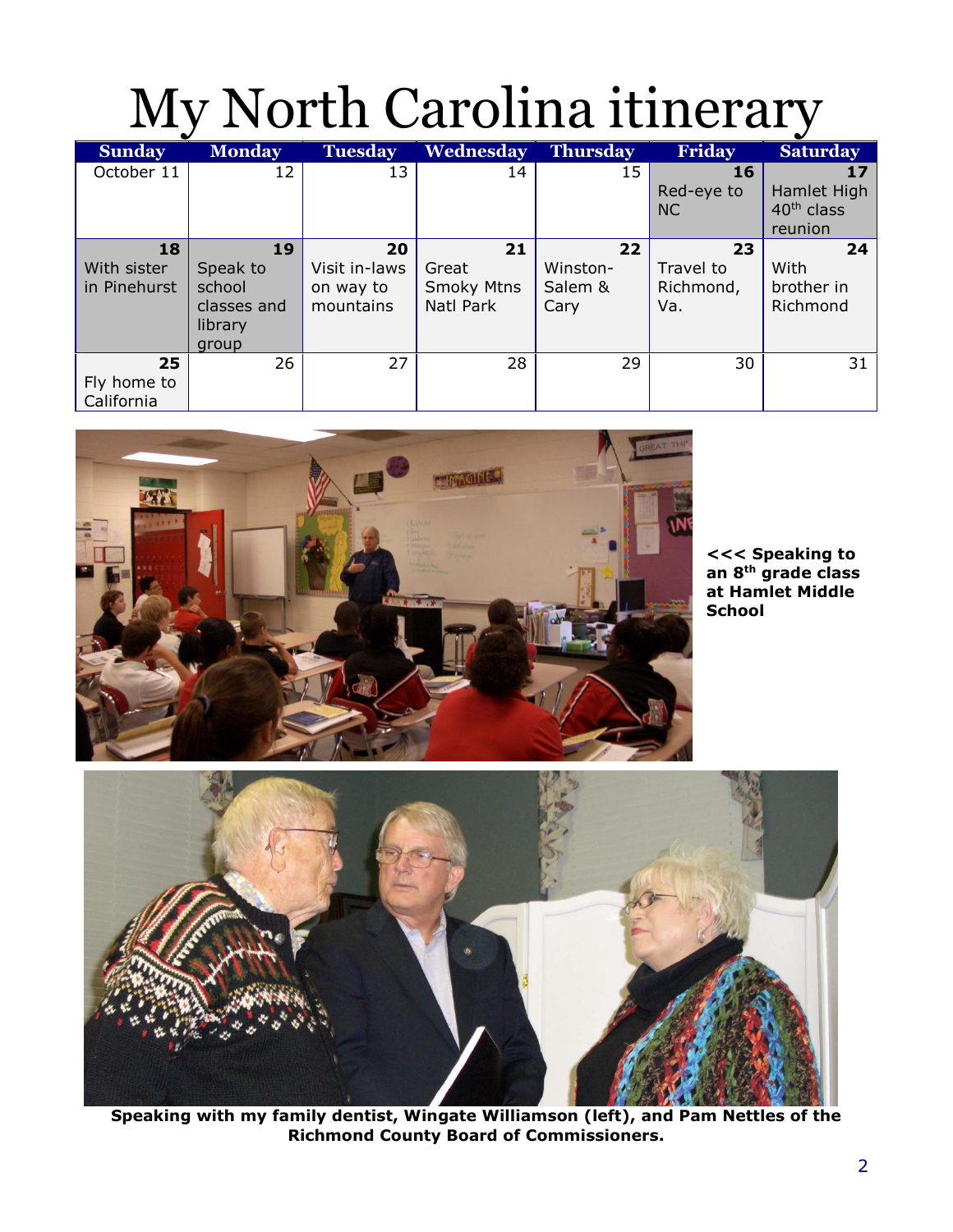# My North Carolina itinerary

| Sunday | Monday | Tuesday | Wednesday | Thursday | Friday | Saturday |
|---|---|---|---|---|---|---|
| October 11 | 12 | 13 | 14 | 15 | **16** Red-eye to NC | **17** Hamlet High 40th class reunion |
| **18** With sister in Pinehurst | **19** Speak to school classes and library group | **20** Visit in-laws on way to mountains | **21** Great Smoky Mtns Natl Park | **22** Winston-Salem & Cary | **23** Travel to Richmond, Va. | **24** With brother in Richmond |
| **25** Fly home to California | 26 | 27 | 28 | 29 | 30 | 31 |

**<<< Speaking to an 8th grade class at Hamlet Middle School**

**Speaking with my family dentist, Wingate Williamson (left), and Pam Nettles of the Richmond County Board of Commissioners.**